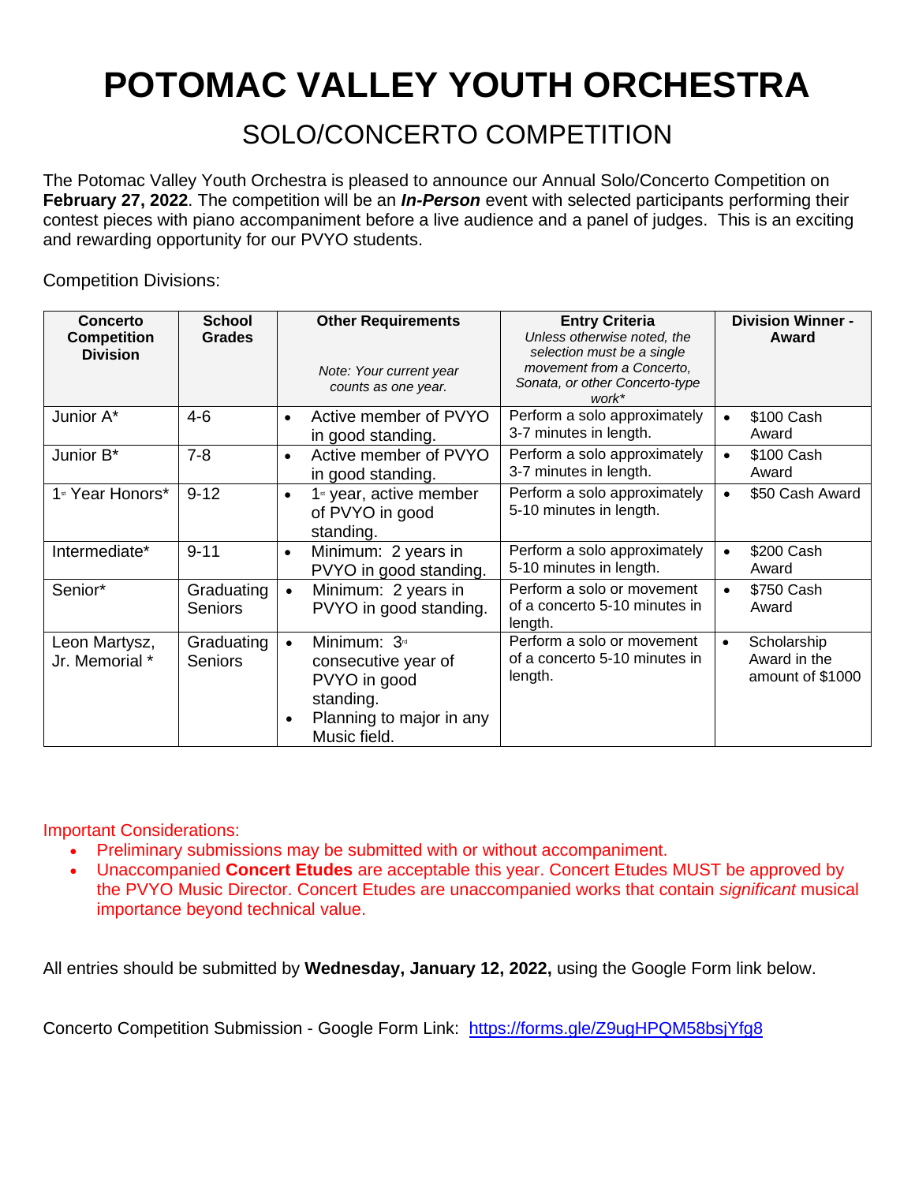# POTOMAC VALLEY YOUTH ORCHESTRA

## SOLO/CONCERTO COMPETITION

The Potomac Valley Youth Orchestra is pleased to announce our Annual Solo/Concerto Competition on **February 27, 2022**. The competition will be an ***In-Person*** event with selected participants performing their contest pieces with piano accompaniment before a live audience and a panel of judges. This is an exciting and rewarding opportunity for our PVYO students.

Competition Divisions:

| **Concerto Competition Division** | **School Grades** | **Other Requirements**<br>*Note: Your current year counts as one year.* | **Entry Criteria**<br>*Unless otherwise noted, the selection must be a single movement from a Concerto, Sonata, or other Concerto-type work** | **Division Winner - Award** |
|---|---|---|---|---|
| Junior A* | 4-6 | • Active member of PVYO in good standing. | Perform a solo approximately 3-7 minutes in length. | • $100 Cash Award |
| Junior B* | 7-8 | • Active member of PVYO in good standing. | Perform a solo approximately 3-7 minutes in length. | • $100 Cash Award |
| 1st Year Honors* | 9-12 | • 1st year, active member of PVYO in good standing. | Perform a solo approximately 5-10 minutes in length. | • $50 Cash Award |
| Intermediate* | 9-11 | • Minimum: 2 years in PVYO in good standing. | Perform a solo approximately 5-10 minutes in length. | • $200 Cash Award |
| Senior* | Graduating Seniors | • Minimum: 2 years in PVYO in good standing. | Perform a solo or movement of a concerto 5-10 minutes in length. | • $750 Cash Award |
| Leon Martysz, Jr. Memorial * | Graduating Seniors | • Minimum: 3rd consecutive year of PVYO in good standing.<br>• Planning to major in any Music field. | Perform a solo or movement of a concerto 5-10 minutes in length. | • Scholarship Award in the amount of $1000 |

Important Considerations:

- Preliminary submissions may be submitted with or without accompaniment.
- Unaccompanied **Concert Etudes** are acceptable this year. Concert Etudes MUST be approved by the PVYO Music Director. Concert Etudes are unaccompanied works that contain *significant* musical importance beyond technical value.

All entries should be submitted by **Wednesday, January 12, 2022,** using the Google Form link below.

Concerto Competition Submission - Google Form Link: https://forms.gle/Z9ugHPQM58bsjYfg8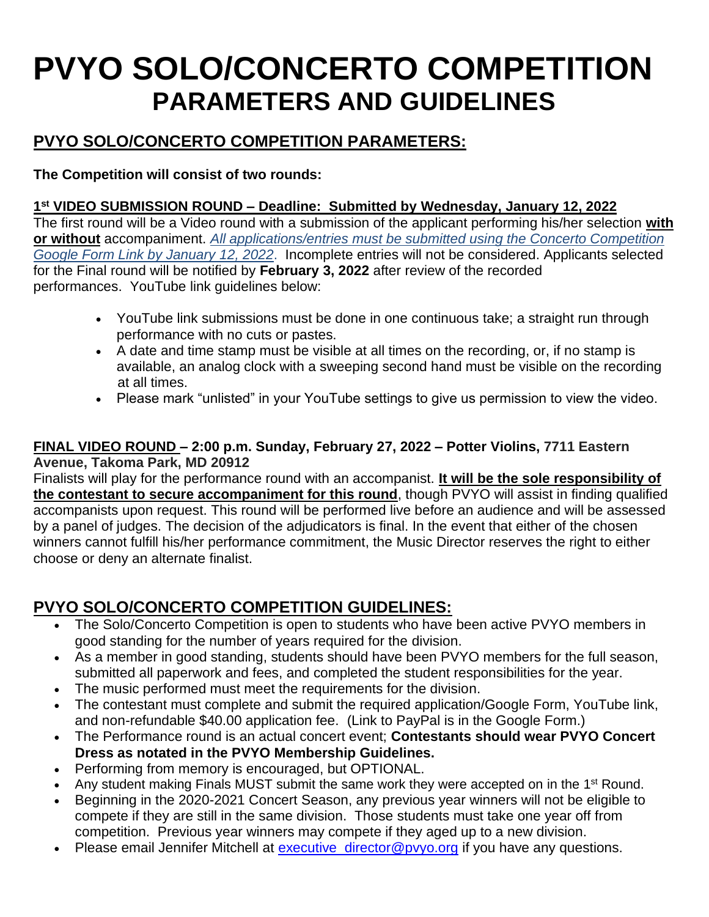# PVYO SOLO/CONCERTO COMPETITION

## PARAMETERS AND GUIDELINES

### PVYO SOLO/CONCERTO COMPETITION PARAMETERS:

**The Competition will consist of two rounds:**

**1st VIDEO SUBMISSION ROUND – Deadline: Submitted by Wednesday, January 12, 2022**

The first round will be a Video round with a submission of the applicant performing his/her selection **with or without** accompaniment. *All applications/entries must be submitted using the Concerto Competition Google Form Link by January 12, 2022*. Incomplete entries will not be considered. Applicants selected for the Final round will be notified by **February 3, 2022** after review of the recorded performances. YouTube link guidelines below:

- YouTube link submissions must be done in one continuous take; a straight run through performance with no cuts or pastes.
- A date and time stamp must be visible at all times on the recording, or, if no stamp is available, an analog clock with a sweeping second hand must be visible on the recording at all times.
- Please mark "unlisted" in your YouTube settings to give us permission to view the video.

**FINAL VIDEO ROUND – 2:00 p.m. Sunday, February 27, 2022 – Potter Violins, 7711 Eastern Avenue, Takoma Park, MD 20912**

Finalists will play for the performance round with an accompanist. **It will be the sole responsibility of the contestant to secure accompaniment for this round**, though PVYO will assist in finding qualified accompanists upon request. This round will be performed live before an audience and will be assessed by a panel of judges. The decision of the adjudicators is final. In the event that either of the chosen winners cannot fulfill his/her performance commitment, the Music Director reserves the right to either choose or deny an alternate finalist.

### PVYO SOLO/CONCERTO COMPETITION GUIDELINES:

- The Solo/Concerto Competition is open to students who have been active PVYO members in good standing for the number of years required for the division.
- As a member in good standing, students should have been PVYO members for the full season, submitted all paperwork and fees, and completed the student responsibilities for the year.
- The music performed must meet the requirements for the division.
- The contestant must complete and submit the required application/Google Form, YouTube link, and non-refundable $40.00 application fee. (Link to PayPal is in the Google Form.)
- The Performance round is an actual concert event; **Contestants should wear PVYO Concert Dress as notated in the PVYO Membership Guidelines.**
- Performing from memory is encouraged, but OPTIONAL.
- Any student making Finals MUST submit the same work they were accepted on in the 1st Round.
- Beginning in the 2020-2021 Concert Season, any previous year winners will not be eligible to compete if they are still in the same division. Those students must take one year off from competition. Previous year winners may compete if they aged up to a new division.
- Please email Jennifer Mitchell at executive_director@pvyo.org if you have any questions.